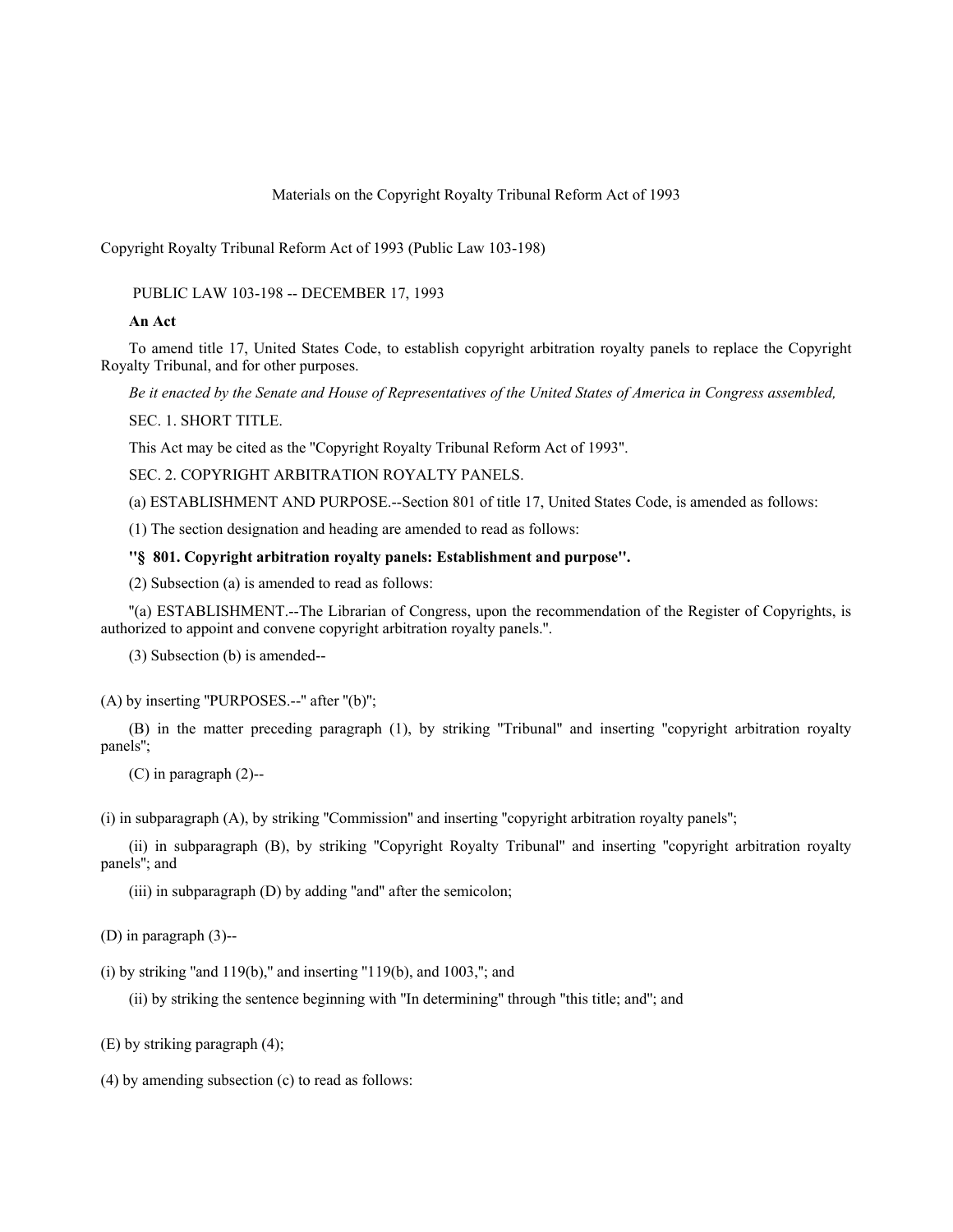Materials on the Copyright Royalty Tribunal Reform Act of 1993

Copyright Royalty Tribunal Reform Act of 1993 (Public Law 103-198)

PUBLIC LAW 103-198 -- DECEMBER 17, 1993

**An Act**

To amend title 17, United States Code, to establish copyright arbitration royalty panels to replace the Copyright Royalty Tribunal, and for other purposes.

*Be it enacted by the Senate and House of Representatives of the United States of America in Congress assembled,*

SEC. 1. SHORT TITLE.

This Act may be cited as the "Copyright Royalty Tribunal Reform Act of 1993".

SEC. 2. COPYRIGHT ARBITRATION ROYALTY PANELS.

(a) ESTABLISHMENT AND PURPOSE.--Section 801 of title 17, United States Code, is amended as follows:

(1) The section designation and heading are amended to read as follows:

**''§ 801. Copyright arbitration royalty panels: Establishment and purpose''.**

(2) Subsection (a) is amended to read as follows:

"(a) ESTABLISHMENT.--The Librarian of Congress, upon the recommendation of the Register of Copyrights, is authorized to appoint and convene copyright arbitration royalty panels.".

(3) Subsection (b) is amended--

(A) by inserting "PURPOSES.--" after "(b)";

(B) in the matter preceding paragraph (1), by striking "Tribunal" and inserting "copyright arbitration royalty panels";

(C) in paragraph (2)--

(i) in subparagraph (A), by striking "Commission" and inserting "copyright arbitration royalty panels";

(ii) in subparagraph (B), by striking "Copyright Royalty Tribunal" and inserting "copyright arbitration royalty panels"; and

(iii) in subparagraph (D) by adding "and" after the semicolon;

(D) in paragraph (3)--

(i) by striking "and 119(b)," and inserting "119(b), and 1003,"; and

(ii) by striking the sentence beginning with "In determining" through "this title; and"; and

(E) by striking paragraph (4);

(4) by amending subsection (c) to read as follows: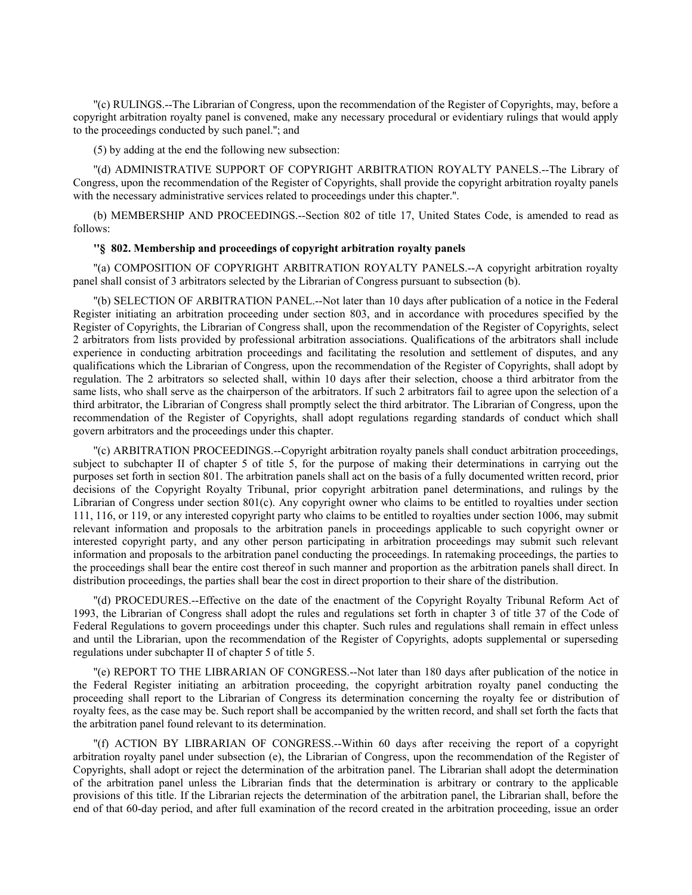"(c) RULINGS.--The Librarian of Congress, upon the recommendation of the Register of Copyrights, may, before a copyright arbitration royalty panel is convened, make any necessary procedural or evidentiary rulings that would apply to the proceedings conducted by such panel."; and

(5) by adding at the end the following new subsection:

"(d) ADMINISTRATIVE SUPPORT OF COPYRIGHT ARBITRATION ROYALTY PANELS.--The Library of Congress, upon the recommendation of the Register of Copyrights, shall provide the copyright arbitration royalty panels with the necessary administrative services related to proceedings under this chapter.".

(b) MEMBERSHIP AND PROCEEDINGS.--Section 802 of title 17, United States Code, is amended to read as follows:

**"§ 802. Membership and proceedings of copyright arbitration royalty panels**

"(a) COMPOSITION OF COPYRIGHT ARBITRATION ROYALTY PANELS.--A copyright arbitration royalty panel shall consist of 3 arbitrators selected by the Librarian of Congress pursuant to subsection (b).

"(b) SELECTION OF ARBITRATION PANEL.--Not later than 10 days after publication of a notice in the Federal Register initiating an arbitration proceeding under section 803, and in accordance with procedures specified by the Register of Copyrights, the Librarian of Congress shall, upon the recommendation of the Register of Copyrights, select 2 arbitrators from lists provided by professional arbitration associations. Qualifications of the arbitrators shall include experience in conducting arbitration proceedings and facilitating the resolution and settlement of disputes, and any qualifications which the Librarian of Congress, upon the recommendation of the Register of Copyrights, shall adopt by regulation. The 2 arbitrators so selected shall, within 10 days after their selection, choose a third arbitrator from the same lists, who shall serve as the chairperson of the arbitrators. If such 2 arbitrators fail to agree upon the selection of a third arbitrator, the Librarian of Congress shall promptly select the third arbitrator. The Librarian of Congress, upon the recommendation of the Register of Copyrights, shall adopt regulations regarding standards of conduct which shall govern arbitrators and the proceedings under this chapter.

"(c) ARBITRATION PROCEEDINGS.--Copyright arbitration royalty panels shall conduct arbitration proceedings, subject to subchapter II of chapter 5 of title 5, for the purpose of making their determinations in carrying out the purposes set forth in section 801. The arbitration panels shall act on the basis of a fully documented written record, prior decisions of the Copyright Royalty Tribunal, prior copyright arbitration panel determinations, and rulings by the Librarian of Congress under section 801(c). Any copyright owner who claims to be entitled to royalties under section 111, 116, or 119, or any interested copyright party who claims to be entitled to royalties under section 1006, may submit relevant information and proposals to the arbitration panels in proceedings applicable to such copyright owner or interested copyright party, and any other person participating in arbitration proceedings may submit such relevant information and proposals to the arbitration panel conducting the proceedings. In ratemaking proceedings, the parties to the proceedings shall bear the entire cost thereof in such manner and proportion as the arbitration panels shall direct. In distribution proceedings, the parties shall bear the cost in direct proportion to their share of the distribution.

"(d) PROCEDURES.--Effective on the date of the enactment of the Copyright Royalty Tribunal Reform Act of 1993, the Librarian of Congress shall adopt the rules and regulations set forth in chapter 3 of title 37 of the Code of Federal Regulations to govern proceedings under this chapter. Such rules and regulations shall remain in effect unless and until the Librarian, upon the recommendation of the Register of Copyrights, adopts supplemental or superseding regulations under subchapter II of chapter 5 of title 5.

"(e) REPORT TO THE LIBRARIAN OF CONGRESS.--Not later than 180 days after publication of the notice in the Federal Register initiating an arbitration proceeding, the copyright arbitration royalty panel conducting the proceeding shall report to the Librarian of Congress its determination concerning the royalty fee or distribution of royalty fees, as the case may be. Such report shall be accompanied by the written record, and shall set forth the facts that the arbitration panel found relevant to its determination.

"(f) ACTION BY LIBRARIAN OF CONGRESS.--Within 60 days after receiving the report of a copyright arbitration royalty panel under subsection (e), the Librarian of Congress, upon the recommendation of the Register of Copyrights, shall adopt or reject the determination of the arbitration panel. The Librarian shall adopt the determination of the arbitration panel unless the Librarian finds that the determination is arbitrary or contrary to the applicable provisions of this title. If the Librarian rejects the determination of the arbitration panel, the Librarian shall, before the end of that 60-day period, and after full examination of the record created in the arbitration proceeding, issue an order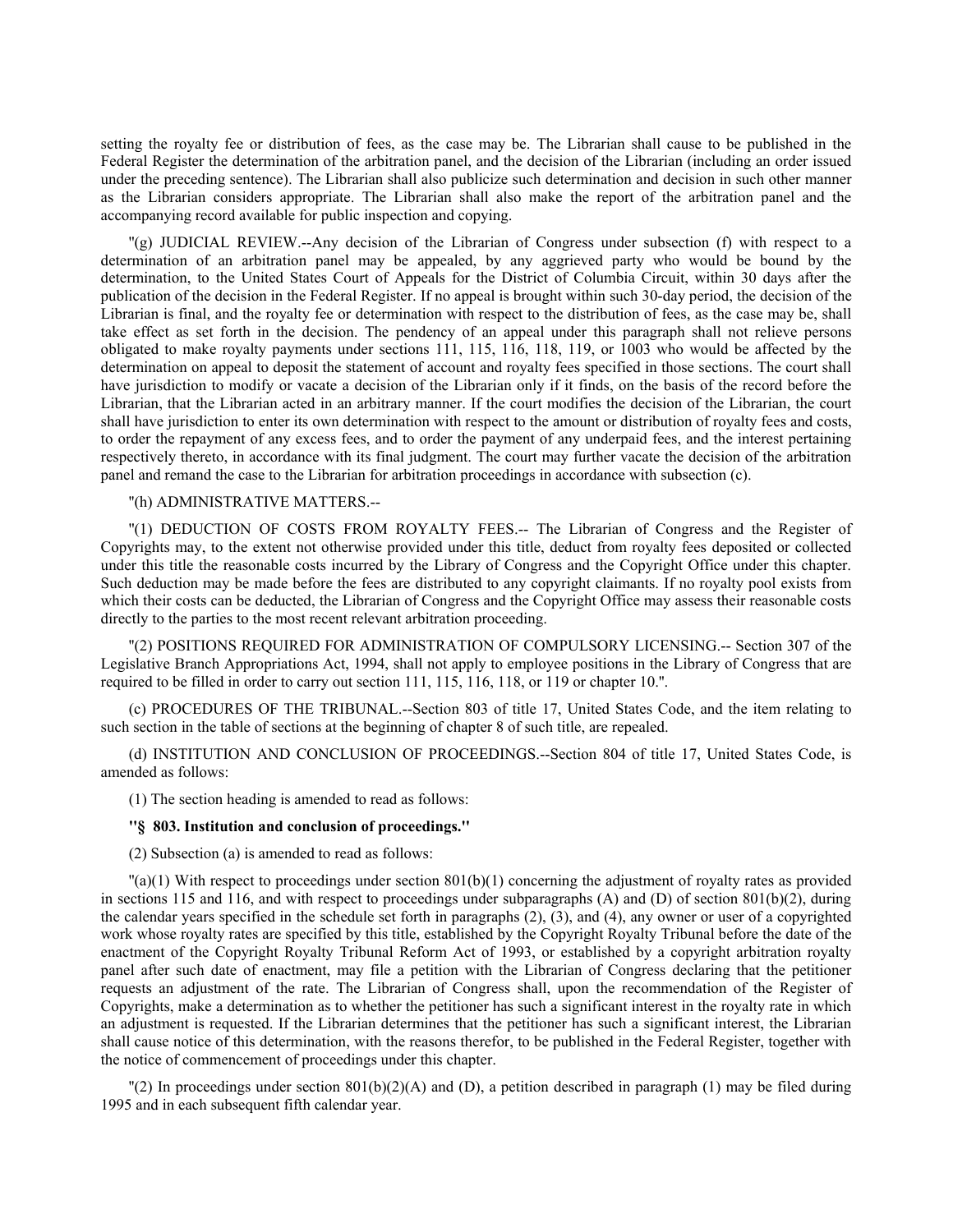setting the royalty fee or distribution of fees, as the case may be. The Librarian shall cause to be published in the Federal Register the determination of the arbitration panel, and the decision of the Librarian (including an order issued under the preceding sentence). The Librarian shall also publicize such determination and decision in such other manner as the Librarian considers appropriate. The Librarian shall also make the report of the arbitration panel and the accompanying record available for public inspection and copying.

"(g) JUDICIAL REVIEW.--Any decision of the Librarian of Congress under subsection (f) with respect to a determination of an arbitration panel may be appealed, by any aggrieved party who would be bound by the determination, to the United States Court of Appeals for the District of Columbia Circuit, within 30 days after the publication of the decision in the Federal Register. If no appeal is brought within such 30-day period, the decision of the Librarian is final, and the royalty fee or determination with respect to the distribution of fees, as the case may be, shall take effect as set forth in the decision. The pendency of an appeal under this paragraph shall not relieve persons obligated to make royalty payments under sections 111, 115, 116, 118, 119, or 1003 who would be affected by the determination on appeal to deposit the statement of account and royalty fees specified in those sections. The court shall have jurisdiction to modify or vacate a decision of the Librarian only if it finds, on the basis of the record before the Librarian, that the Librarian acted in an arbitrary manner. If the court modifies the decision of the Librarian, the court shall have jurisdiction to enter its own determination with respect to the amount or distribution of royalty fees and costs, to order the repayment of any excess fees, and to order the payment of any underpaid fees, and the interest pertaining respectively thereto, in accordance with its final judgment. The court may further vacate the decision of the arbitration panel and remand the case to the Librarian for arbitration proceedings in accordance with subsection (c).

"(h) ADMINISTRATIVE MATTERS.--

"(1) DEDUCTION OF COSTS FROM ROYALTY FEES.-- The Librarian of Congress and the Register of Copyrights may, to the extent not otherwise provided under this title, deduct from royalty fees deposited or collected under this title the reasonable costs incurred by the Library of Congress and the Copyright Office under this chapter. Such deduction may be made before the fees are distributed to any copyright claimants. If no royalty pool exists from which their costs can be deducted, the Librarian of Congress and the Copyright Office may assess their reasonable costs directly to the parties to the most recent relevant arbitration proceeding.

"(2) POSITIONS REQUIRED FOR ADMINISTRATION OF COMPULSORY LICENSING.-- Section 307 of the Legislative Branch Appropriations Act, 1994, shall not apply to employee positions in the Library of Congress that are required to be filled in order to carry out section 111, 115, 116, 118, or 119 or chapter 10.".

(c) PROCEDURES OF THE TRIBUNAL.--Section 803 of title 17, United States Code, and the item relating to such section in the table of sections at the beginning of chapter 8 of such title, are repealed.

(d) INSTITUTION AND CONCLUSION OF PROCEEDINGS.--Section 804 of title 17, United States Code, is amended as follows:

(1) The section heading is amended to read as follows:

**"§ 803. Institution and conclusion of proceedings."**

(2) Subsection (a) is amended to read as follows:

"(a)(1) With respect to proceedings under section 801(b)(1) concerning the adjustment of royalty rates as provided in sections 115 and 116, and with respect to proceedings under subparagraphs (A) and (D) of section 801(b)(2), during the calendar years specified in the schedule set forth in paragraphs (2), (3), and (4), any owner or user of a copyrighted work whose royalty rates are specified by this title, established by the Copyright Royalty Tribunal before the date of the enactment of the Copyright Royalty Tribunal Reform Act of 1993, or established by a copyright arbitration royalty panel after such date of enactment, may file a petition with the Librarian of Congress declaring that the petitioner requests an adjustment of the rate. The Librarian of Congress shall, upon the recommendation of the Register of Copyrights, make a determination as to whether the petitioner has such a significant interest in the royalty rate in which an adjustment is requested. If the Librarian determines that the petitioner has such a significant interest, the Librarian shall cause notice of this determination, with the reasons therefor, to be published in the Federal Register, together with the notice of commencement of proceedings under this chapter.

"(2) In proceedings under section 801(b)(2)(A) and (D), a petition described in paragraph (1) may be filed during 1995 and in each subsequent fifth calendar year.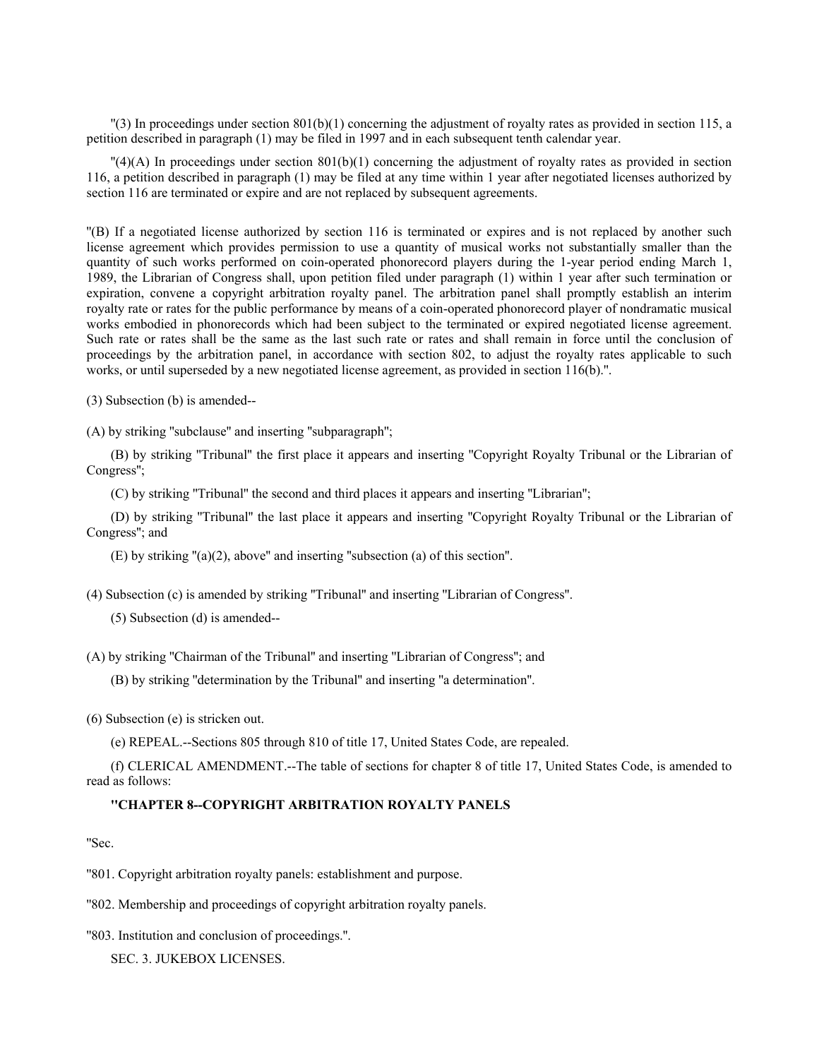''(3) In proceedings under section 801(b)(1) concerning the adjustment of royalty rates as provided in section 115, a petition described in paragraph (1) may be filed in 1997 and in each subsequent tenth calendar year.

''(4)(A) In proceedings under section 801(b)(1) concerning the adjustment of royalty rates as provided in section 116, a petition described in paragraph (1) may be filed at any time within 1 year after negotiated licenses authorized by section 116 are terminated or expire and are not replaced by subsequent agreements.

''(B) If a negotiated license authorized by section 116 is terminated or expires and is not replaced by another such license agreement which provides permission to use a quantity of musical works not substantially smaller than the quantity of such works performed on coin-operated phonorecord players during the 1-year period ending March 1, 1989, the Librarian of Congress shall, upon petition filed under paragraph (1) within 1 year after such termination or expiration, convene a copyright arbitration royalty panel. The arbitration panel shall promptly establish an interim royalty rate or rates for the public performance by means of a coin-operated phonorecord player of nondramatic musical works embodied in phonorecords which had been subject to the terminated or expired negotiated license agreement. Such rate or rates shall be the same as the last such rate or rates and shall remain in force until the conclusion of proceedings by the arbitration panel, in accordance with section 802, to adjust the royalty rates applicable to such works, or until superseded by a new negotiated license agreement, as provided in section 116(b).''.

(3) Subsection (b) is amended--

(A) by striking ''subclause'' and inserting ''subparagraph'';

(B) by striking ''Tribunal'' the first place it appears and inserting ''Copyright Royalty Tribunal or the Librarian of Congress'';

(C) by striking ''Tribunal'' the second and third places it appears and inserting ''Librarian'';

(D) by striking ''Tribunal'' the last place it appears and inserting ''Copyright Royalty Tribunal or the Librarian of Congress''; and

(E) by striking ''(a)(2), above'' and inserting ''subsection (a) of this section''.

(4) Subsection (c) is amended by striking ''Tribunal'' and inserting ''Librarian of Congress''.

(5) Subsection (d) is amended--

(A) by striking ''Chairman of the Tribunal'' and inserting ''Librarian of Congress''; and

(B) by striking ''determination by the Tribunal'' and inserting ''a determination''.

(6) Subsection (e) is stricken out.

(e) REPEAL.--Sections 805 through 810 of title 17, United States Code, are repealed.

(f) CLERICAL AMENDMENT.--The table of sections for chapter 8 of title 17, United States Code, is amended to read as follows:

**''CHAPTER 8--COPYRIGHT ARBITRATION ROYALTY PANELS**

''Sec.

''801. Copyright arbitration royalty panels: establishment and purpose.

''802. Membership and proceedings of copyright arbitration royalty panels.

''803. Institution and conclusion of proceedings.''.

SEC. 3. JUKEBOX LICENSES.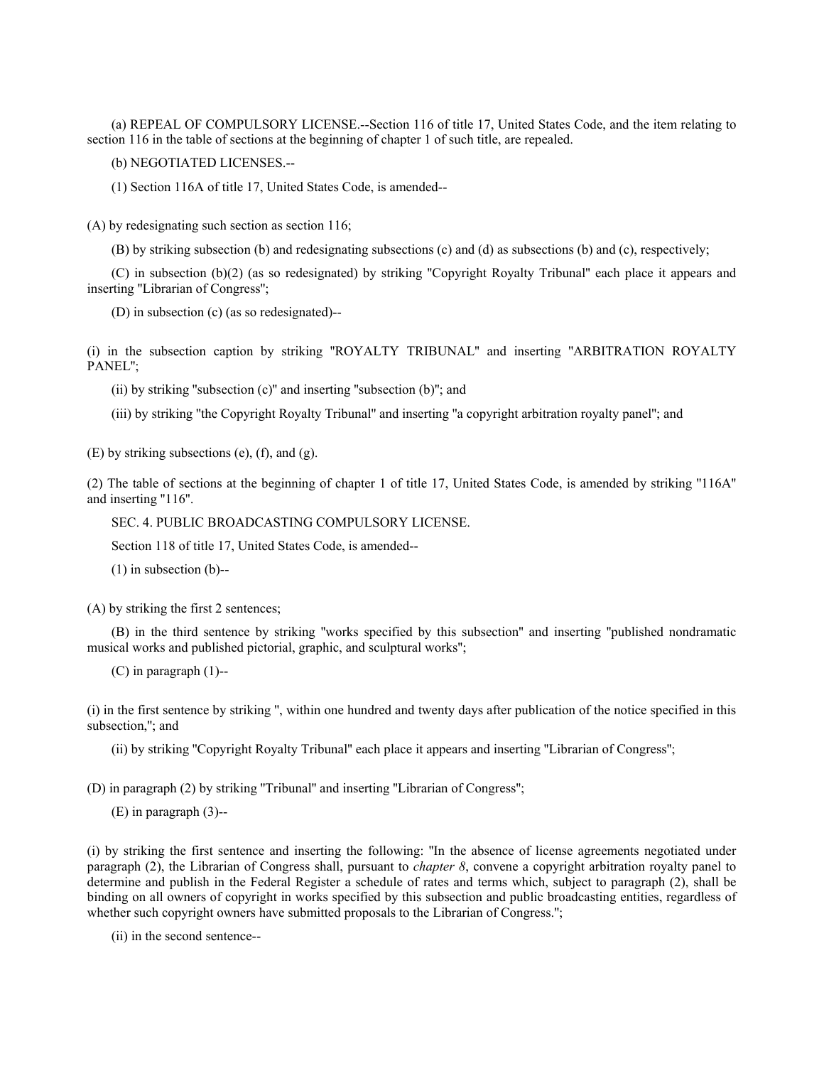(a) REPEAL OF COMPULSORY LICENSE.--Section 116 of title 17, United States Code, and the item relating to section 116 in the table of sections at the beginning of chapter 1 of such title, are repealed.

(b) NEGOTIATED LICENSES.--

(1) Section 116A of title 17, United States Code, is amended--

(A) by redesignating such section as section 116;

(B) by striking subsection (b) and redesignating subsections (c) and (d) as subsections (b) and (c), respectively;

(C) in subsection (b)(2) (as so redesignated) by striking "Copyright Royalty Tribunal" each place it appears and inserting "Librarian of Congress";

(D) in subsection (c) (as so redesignated)--

(i) in the subsection caption by striking "ROYALTY TRIBUNAL" and inserting "ARBITRATION ROYALTY PANEL";

(ii) by striking "subsection (c)" and inserting "subsection (b)"; and

(iii) by striking "the Copyright Royalty Tribunal" and inserting "a copyright arbitration royalty panel"; and

(E) by striking subsections (e), (f), and (g).

(2) The table of sections at the beginning of chapter 1 of title 17, United States Code, is amended by striking "116A" and inserting "116".

SEC. 4. PUBLIC BROADCASTING COMPULSORY LICENSE.

Section 118 of title 17, United States Code, is amended--

(1) in subsection (b)--

(A) by striking the first 2 sentences;

(B) in the third sentence by striking "works specified by this subsection" and inserting "published nondramatic musical works and published pictorial, graphic, and sculptural works";

(C) in paragraph (1)--

(i) in the first sentence by striking ", within one hundred and twenty days after publication of the notice specified in this subsection,"; and

(ii) by striking "Copyright Royalty Tribunal" each place it appears and inserting "Librarian of Congress";

(D) in paragraph (2) by striking "Tribunal" and inserting "Librarian of Congress";

(E) in paragraph (3)--

(i) by striking the first sentence and inserting the following: "In the absence of license agreements negotiated under paragraph (2), the Librarian of Congress shall, pursuant to *chapter 8*, convene a copyright arbitration royalty panel to determine and publish in the Federal Register a schedule of rates and terms which, subject to paragraph (2), shall be binding on all owners of copyright in works specified by this subsection and public broadcasting entities, regardless of whether such copyright owners have submitted proposals to the Librarian of Congress.";

(ii) in the second sentence--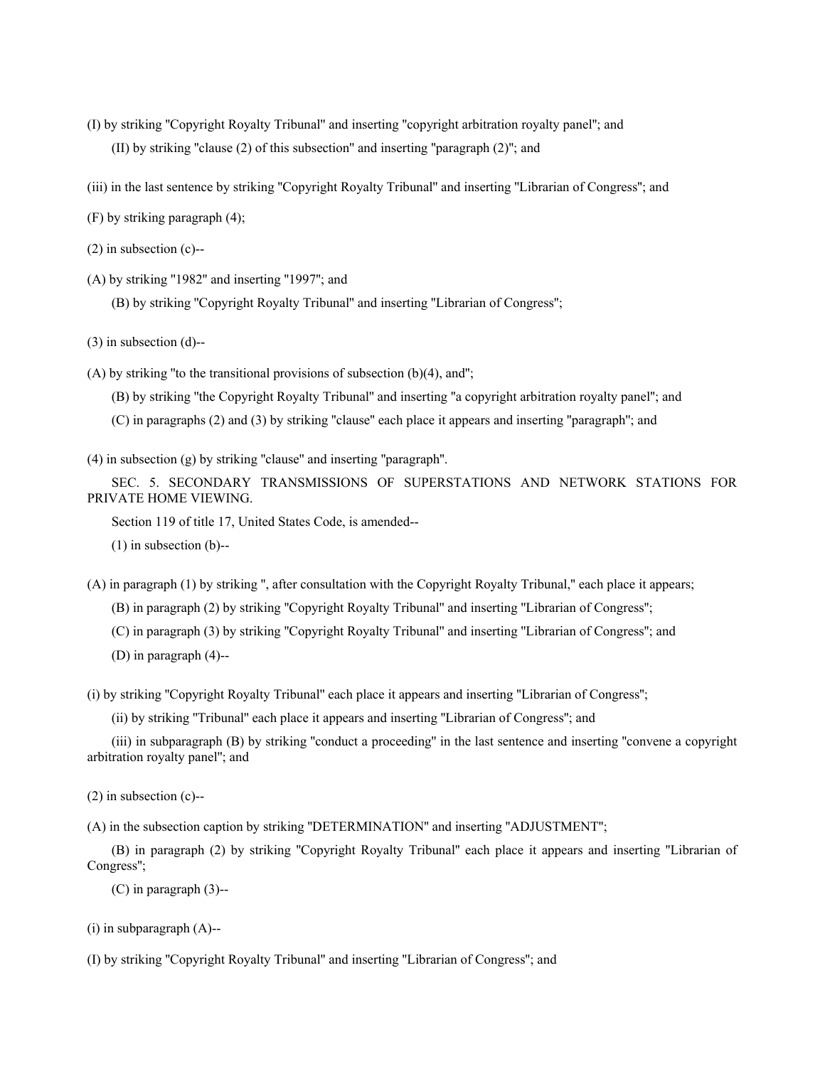(I) by striking "Copyright Royalty Tribunal" and inserting "copyright arbitration royalty panel"; and

(II) by striking "clause (2) of this subsection" and inserting "paragraph (2)"; and

(iii) in the last sentence by striking "Copyright Royalty Tribunal" and inserting "Librarian of Congress"; and

(F) by striking paragraph (4);

(2) in subsection (c)--

(A) by striking "1982" and inserting "1997"; and

(B) by striking "Copyright Royalty Tribunal" and inserting "Librarian of Congress";

(3) in subsection (d)--

(A) by striking "to the transitional provisions of subsection (b)(4), and";

(B) by striking "the Copyright Royalty Tribunal" and inserting "a copyright arbitration royalty panel"; and

(C) in paragraphs (2) and (3) by striking "clause" each place it appears and inserting "paragraph"; and

(4) in subsection (g) by striking "clause" and inserting "paragraph".

SEC. 5. SECONDARY TRANSMISSIONS OF SUPERSTATIONS AND NETWORK STATIONS FOR PRIVATE HOME VIEWING.

Section 119 of title 17, United States Code, is amended--

(1) in subsection (b)--

(A) in paragraph (1) by striking ", after consultation with the Copyright Royalty Tribunal," each place it appears;

(B) in paragraph (2) by striking "Copyright Royalty Tribunal" and inserting "Librarian of Congress";

(C) in paragraph (3) by striking "Copyright Royalty Tribunal" and inserting "Librarian of Congress"; and

(D) in paragraph (4)--

(i) by striking "Copyright Royalty Tribunal" each place it appears and inserting "Librarian of Congress";

(ii) by striking "Tribunal" each place it appears and inserting "Librarian of Congress"; and

(iii) in subparagraph (B) by striking "conduct a proceeding" in the last sentence and inserting "convene a copyright arbitration royalty panel"; and

(2) in subsection (c)--

(A) in the subsection caption by striking "DETERMINATION" and inserting "ADJUSTMENT";

(B) in paragraph (2) by striking "Copyright Royalty Tribunal" each place it appears and inserting "Librarian of Congress";

(C) in paragraph (3)--

(i) in subparagraph (A)--

(I) by striking "Copyright Royalty Tribunal" and inserting "Librarian of Congress"; and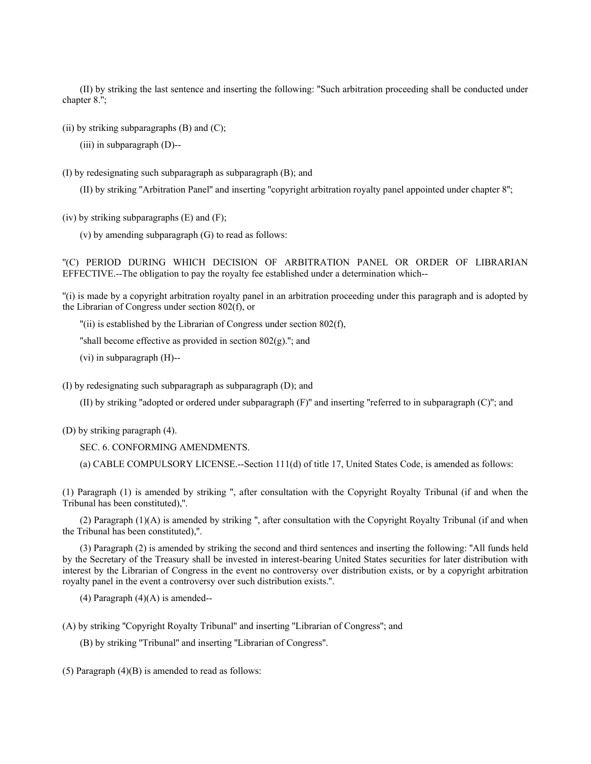(II) by striking the last sentence and inserting the following: "Such arbitration proceeding shall be conducted under chapter 8.";

(ii) by striking subparagraphs (B) and (C);

(iii) in subparagraph (D)--

(I) by redesignating such subparagraph as subparagraph (B); and

(II) by striking "Arbitration Panel" and inserting "copyright arbitration royalty panel appointed under chapter 8";

(iv) by striking subparagraphs (E) and (F);

(v) by amending subparagraph (G) to read as follows:

"(C) PERIOD DURING WHICH DECISION OF ARBITRATION PANEL OR ORDER OF LIBRARIAN EFFECTIVE.--The obligation to pay the royalty fee established under a determination which--

"(i) is made by a copyright arbitration royalty panel in an arbitration proceeding under this paragraph and is adopted by the Librarian of Congress under section 802(f), or

"(ii) is established by the Librarian of Congress under section 802(f),

"shall become effective as provided in section 802(g)."; and

(vi) in subparagraph (H)--

(I) by redesignating such subparagraph as subparagraph (D); and

(II) by striking "adopted or ordered under subparagraph (F)" and inserting "referred to in subparagraph (C)"; and

(D) by striking paragraph (4).

SEC. 6. CONFORMING AMENDMENTS.

(a) CABLE COMPULSORY LICENSE.--Section 111(d) of title 17, United States Code, is amended as follows:

(1) Paragraph (1) is amended by striking ", after consultation with the Copyright Royalty Tribunal (if and when the Tribunal has been constituted),".

(2) Paragraph (1)(A) is amended by striking ", after consultation with the Copyright Royalty Tribunal (if and when the Tribunal has been constituted),".

(3) Paragraph (2) is amended by striking the second and third sentences and inserting the following: "All funds held by the Secretary of the Treasury shall be invested in interest-bearing United States securities for later distribution with interest by the Librarian of Congress in the event no controversy over distribution exists, or by a copyright arbitration royalty panel in the event a controversy over such distribution exists.".

(4) Paragraph (4)(A) is amended--

(A) by striking "Copyright Royalty Tribunal" and inserting "Librarian of Congress"; and

(B) by striking "Tribunal" and inserting "Librarian of Congress".

(5) Paragraph (4)(B) is amended to read as follows: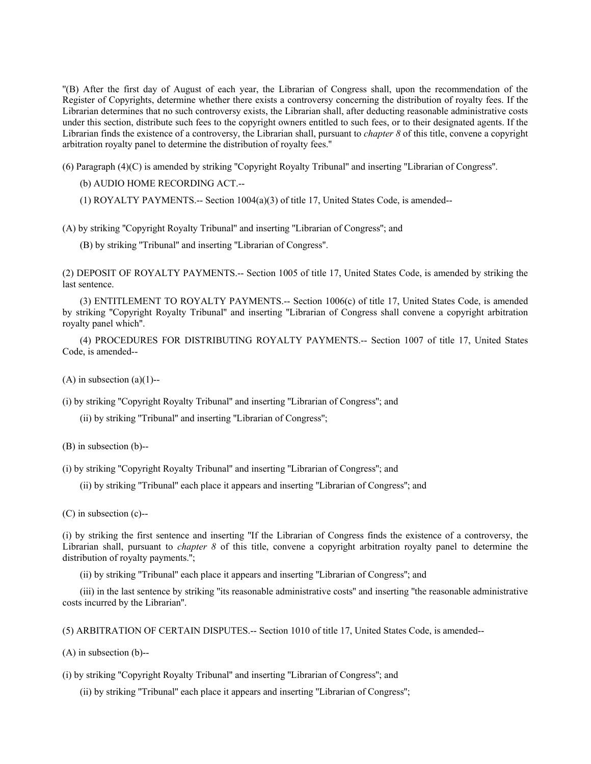"(B) After the first day of August of each year, the Librarian of Congress shall, upon the recommendation of the Register of Copyrights, determine whether there exists a controversy concerning the distribution of royalty fees. If the Librarian determines that no such controversy exists, the Librarian shall, after deducting reasonable administrative costs under this section, distribute such fees to the copyright owners entitled to such fees, or to their designated agents. If the Librarian finds the existence of a controversy, the Librarian shall, pursuant to *chapter 8* of this title, convene a copyright arbitration royalty panel to determine the distribution of royalty fees."

(6) Paragraph (4)(C) is amended by striking "Copyright Royalty Tribunal" and inserting "Librarian of Congress".

(b) AUDIO HOME RECORDING ACT.--

(1) ROYALTY PAYMENTS.-- Section 1004(a)(3) of title 17, United States Code, is amended--

(A) by striking "Copyright Royalty Tribunal" and inserting "Librarian of Congress"; and

(B) by striking "Tribunal" and inserting "Librarian of Congress".

(2) DEPOSIT OF ROYALTY PAYMENTS.-- Section 1005 of title 17, United States Code, is amended by striking the last sentence.

(3) ENTITLEMENT TO ROYALTY PAYMENTS.-- Section 1006(c) of title 17, United States Code, is amended by striking "Copyright Royalty Tribunal" and inserting "Librarian of Congress shall convene a copyright arbitration royalty panel which".

(4) PROCEDURES FOR DISTRIBUTING ROYALTY PAYMENTS.-- Section 1007 of title 17, United States Code, is amended--

(A) in subsection (a)(1)--

(i) by striking "Copyright Royalty Tribunal" and inserting "Librarian of Congress"; and

(ii) by striking "Tribunal" and inserting "Librarian of Congress";

(B) in subsection (b)--

(i) by striking "Copyright Royalty Tribunal" and inserting "Librarian of Congress"; and

(ii) by striking "Tribunal" each place it appears and inserting "Librarian of Congress"; and

(C) in subsection (c)--

(i) by striking the first sentence and inserting "If the Librarian of Congress finds the existence of a controversy, the Librarian shall, pursuant to *chapter 8* of this title, convene a copyright arbitration royalty panel to determine the distribution of royalty payments.";

(ii) by striking "Tribunal" each place it appears and inserting "Librarian of Congress"; and

(iii) in the last sentence by striking "its reasonable administrative costs" and inserting "the reasonable administrative costs incurred by the Librarian".

(5) ARBITRATION OF CERTAIN DISPUTES.-- Section 1010 of title 17, United States Code, is amended--

(A) in subsection (b)--

(i) by striking "Copyright Royalty Tribunal" and inserting "Librarian of Congress"; and

(ii) by striking "Tribunal" each place it appears and inserting "Librarian of Congress";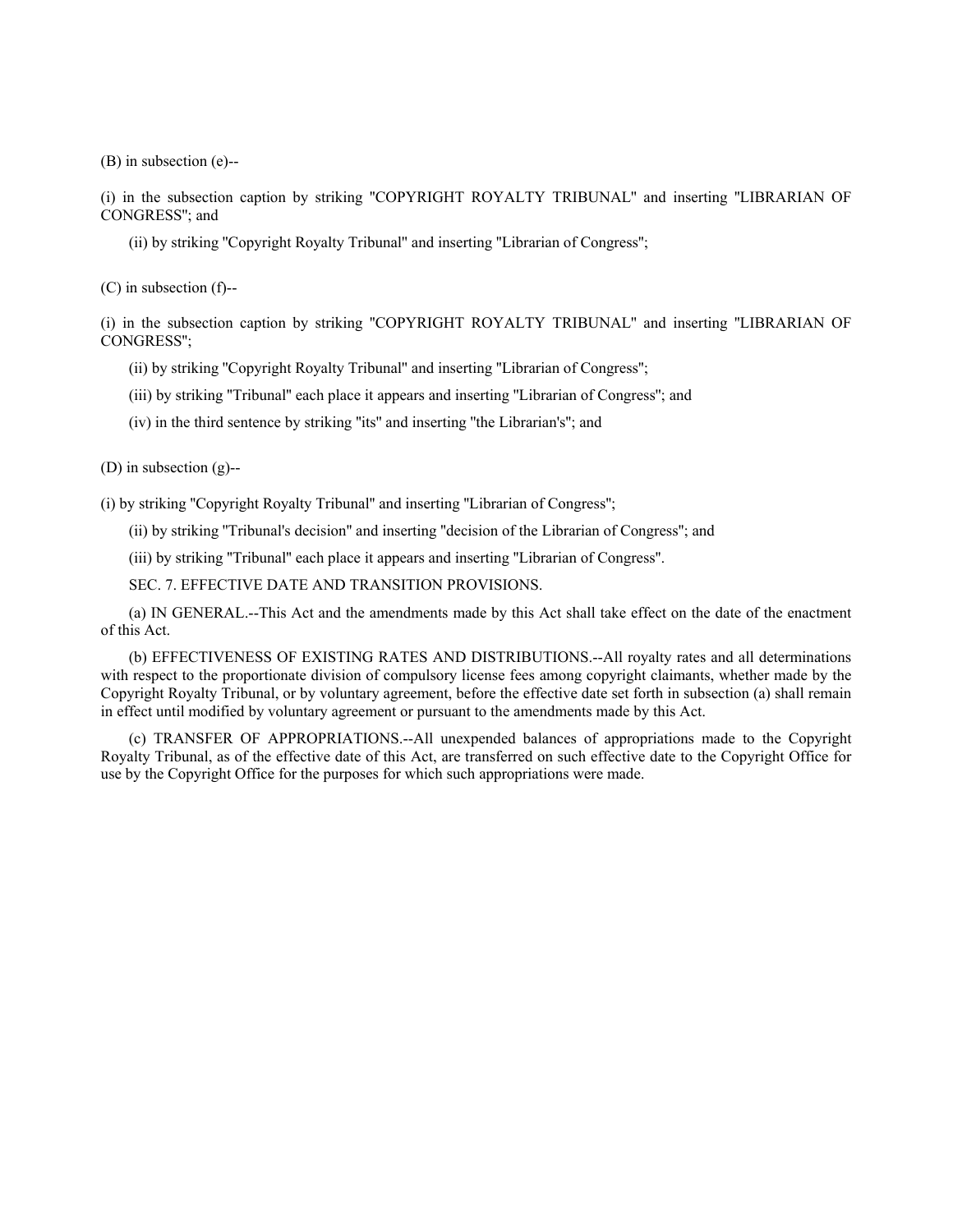(B) in subsection (e)--

(i) in the subsection caption by striking "COPYRIGHT ROYALTY TRIBUNAL" and inserting "LIBRARIAN OF CONGRESS"; and

(ii) by striking "Copyright Royalty Tribunal" and inserting "Librarian of Congress";

(C) in subsection (f)--

(i) in the subsection caption by striking "COPYRIGHT ROYALTY TRIBUNAL" and inserting "LIBRARIAN OF CONGRESS";

(ii) by striking "Copyright Royalty Tribunal" and inserting "Librarian of Congress";

(iii) by striking "Tribunal" each place it appears and inserting "Librarian of Congress"; and

(iv) in the third sentence by striking "its" and inserting "the Librarian's"; and

(D) in subsection (g)--

(i) by striking "Copyright Royalty Tribunal" and inserting "Librarian of Congress";

(ii) by striking "Tribunal's decision" and inserting "decision of the Librarian of Congress"; and

(iii) by striking "Tribunal" each place it appears and inserting "Librarian of Congress".

SEC. 7. EFFECTIVE DATE AND TRANSITION PROVISIONS.

(a) IN GENERAL.--This Act and the amendments made by this Act shall take effect on the date of the enactment of this Act.

(b) EFFECTIVENESS OF EXISTING RATES AND DISTRIBUTIONS.--All royalty rates and all determinations with respect to the proportionate division of compulsory license fees among copyright claimants, whether made by the Copyright Royalty Tribunal, or by voluntary agreement, before the effective date set forth in subsection (a) shall remain in effect until modified by voluntary agreement or pursuant to the amendments made by this Act.

(c) TRANSFER OF APPROPRIATIONS.--All unexpended balances of appropriations made to the Copyright Royalty Tribunal, as of the effective date of this Act, are transferred on such effective date to the Copyright Office for use by the Copyright Office for the purposes for which such appropriations were made.